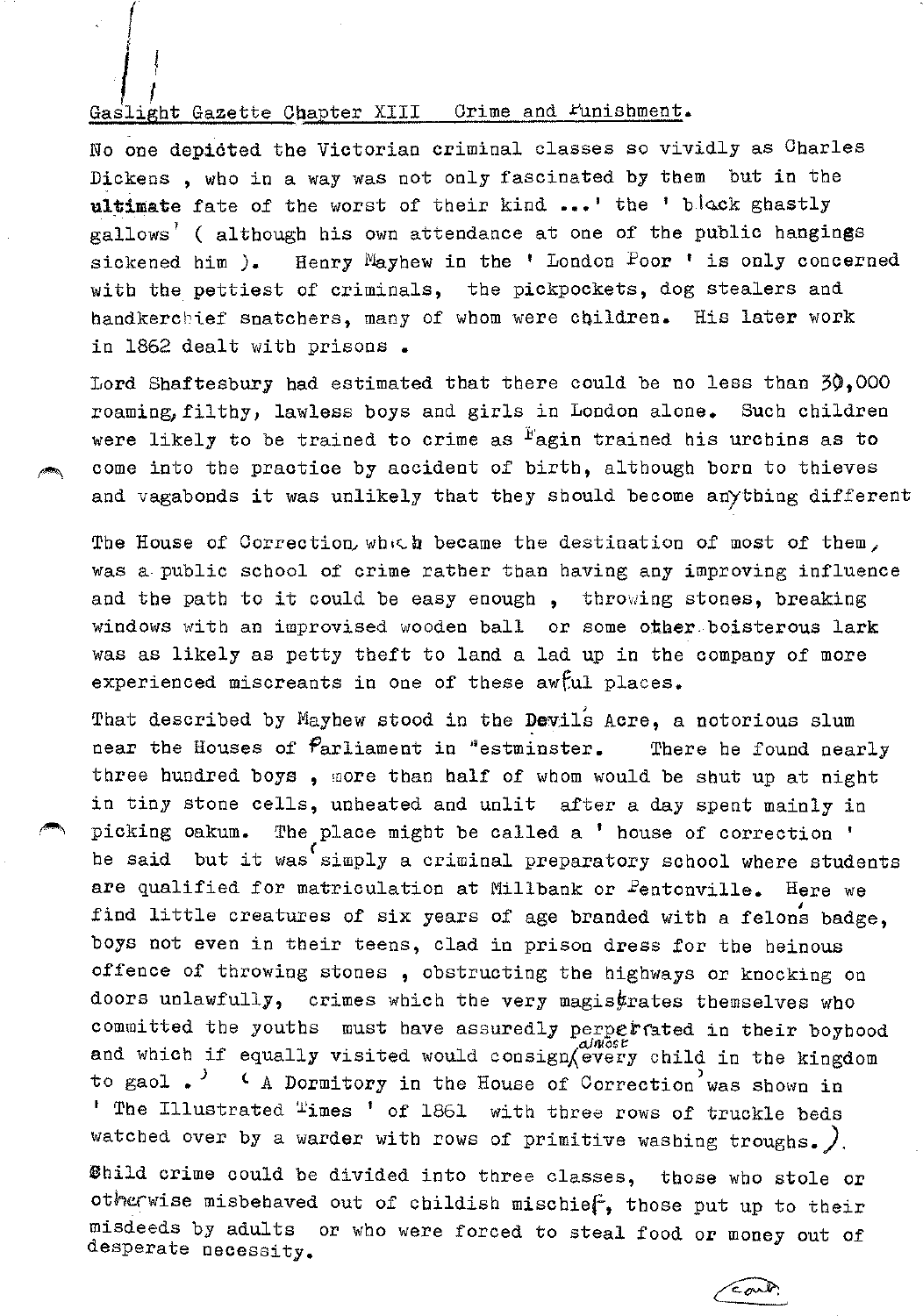Gaslight Gazette Chapter XIII Crime and Punishment.

No one depicted the Victorian criminal classes so vividly as Charles Dickens , who in a way was not only fascinated by them but in the **ultimate** fate of the worst of their kind ...' the ' black ghastly gallows' ( although his own attendance at one of the public hangings sickened him ). Henry Mayhew in the ' London Poor ' is only concerned with the pettiest of criminals, the pickpockets, dog stealers and handkerchief snatchers, many of whom were children. His later work in 1862 dealt with prisons .

Lord Shaftesbury had estimated that there could be no less than 30,000 roaming, filthy, lawless boys and girls in London alone. Such children were likely to be trained to crime as Fagin trained his urchins as to come into the practice by accident of birth, although born to thieves and vagabonds it was unlikely that they should become anything different

The House of Correction, which became the destination of most of them, was a public school of crime rather than having any improving influence and the path to it could be easy enough , throwing stones, breaking windows with an improvised wooden ball or some other boisterous lark was as likely as petty theft to land a lad up in the company of more experienced miscreants in one of these awful places.

That described by Mayhew stood in the Devil's Acre, a notorious slum near the Houses of Parliament in Westminster. There he found nearly three hundred boys , more than half of whom would be shut up at night in tiny stone cells, unheated and unlit after a day spent mainly in picking oakum. The place might be called a ' house of correction ' he said but it was 'simply a criminal preparatory school where students are qualified for matriculation at Millbank or Pentonville. Here we find little creatures of six years of age branded with a felon's badge, boys not even in their teens, clad in prison dress for the heinous offence of throwing stones , obstructing the highways or knocking on doors unlawfully, crimes which the very magistrates themselves who committed the youths must have assuredly perpetrated in their boyhood and which if equally visited would consign almost every child in the kingdom to gaol .' ( A Dormitory in the House of Correction' was shown in ' The Illustrated Times ' of 1861 with three rows of truckle beds watched over by a warder with rows of primitive washing troughs.).

Child crime could be divided into three classes, those who stole or otherwise misbehaved out of childish mischief, those put up to their misdeeds by adults or who were forced to steal food or money out of desperate necessity.

cont.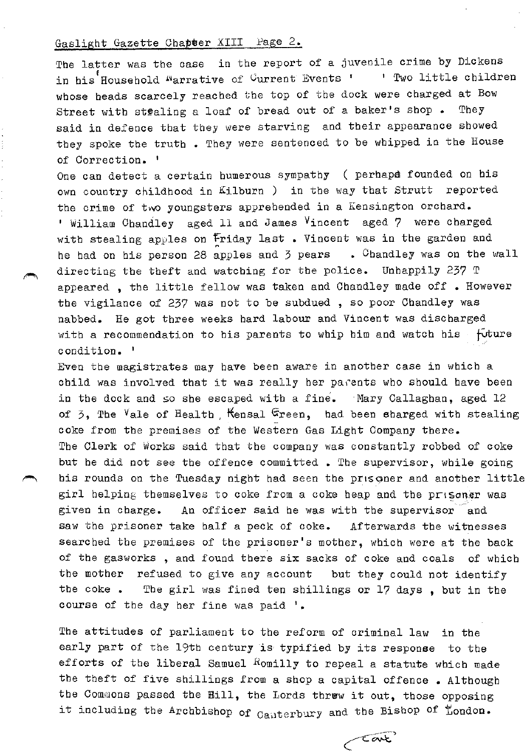The latter was the case in the report of a juvenile crime by Dickens in his 'Household Narrative of Current Events ' ' Two little children whose heads scarcely reached the top of the dock were charged at Bow Street with stealing a loaf of bread out of a baker's shop . They said in defence that they were starving and their appearance showed they spoke the truth . They were sentenced to be whipped in the House of Correction. '

One can detect a certain humerous sympathy ( perhaps founded on his own country childhood in Kilburn ) in the way that Strutt reported the crime of two youngsters apprehended in a Kensington orchard.

' William Chandley aged 11 and James Vincent aged 7 were charged with stealing apples on Friday last . Vincent was in the garden and he had on his person 28 apples and 3 pears . Chandley was on the wall directing the theft and watching for the police. Unhappily 237 T appeared , the little fellow was taken and Chandley made off . However the vigilance of 237 was not to be subdued , so poor Chandley was nabbed. He got three weeks hard labour and Vincent was discharged with a recommendation to his parents to whip him and watch his future condition. '

Even the magistrates may have been aware in another case in which a child was involved that it was really her parents who should have been in the dock and so she escaped with a fine. Mary Callaghan, aged 12 of 3, The Vale of Health, Kensal Green, had been charged with stealing coke from the premises of the Western Gas Light Company there. The Clerk of Works said that the company was constantly robbed of coke but he did not see the offence committed . The supervisor, while going his rounds on the Tuesday night had seen the prisoner and another little girl helping themselves to coke from a coke heap and the prisoner was given in charge. An officer said he was with the supervisor and saw the prisoner take half a peck of coke. Afterwards the witnesses searched the premises of the prisoner's mother, which were at the back of the gasworks , and found there six sacks of coke and coals of which the mother refused to give any account but they could not identify the coke . The girl was fined ten shillings or 17 days , but in the course of the day her fine was paid '.

The attitudes of parliament to the reform of criminal law in the early part of the 19th century is typified by its response to the efforts of the liberal Samuel Romilly to repeal a statute which made the theft of five shillings from a shop a capital offence . Although the Commons passed the Bill, the Lords threw it out, those opposing it including the Archbishop of Canterbury and the Bishop of London.

cont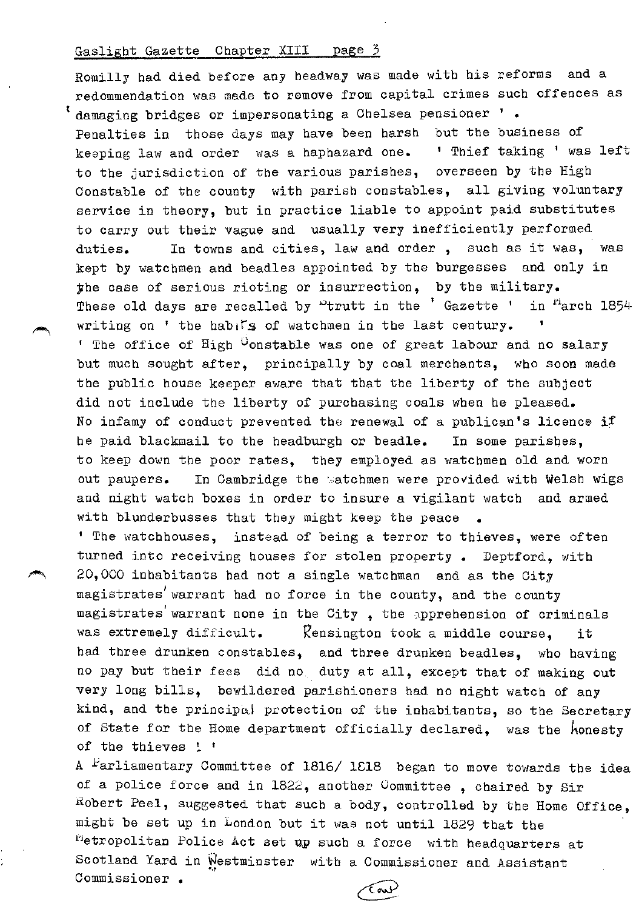Romilly had died before any headway was made with his reforms and a redommendation was made to remove from capital crimes such offences as ' damaging bridges or impersonating a Chelsea pensioner ' .

Penalties in those days may have been harsh but the business of keeping law and order was a haphazard one. ' Thief taking ' was left to the jurisdiction of the various parishes, overseen by the High Constable of the county with parish constables, all giving voluntary service in theory, but in practice liable to appoint paid substitutes to carry out their vague and usually very inefficiently performed duties. In towns and cities, law and order , such as it was, was kept by watchmen and beadles appointed by the burgesses and only in the case of serious rioting or insurrection, by the military.

These old days are recalled by Strutt in the ' Gazette ' in March 1854 writing on ' the habits of watchmen in the last century. '

' The office of High Constable was one of great labour and no salary but much sought after, principally by coal merchants, who soon made the public house keeper aware that that the liberty of the subject did not include the liberty of purchasing coals when he pleased. No infamy of conduct prevented the renewal of a publican's licence if he paid blackmail to the headburgh or beadle. In some parishes, to keep down the poor rates, they employed as watchmen old and worn out paupers. In Cambridge the watchmen were provided with Welsh wigs and night watch boxes in order to insure a vigilant watch and armed with blunderbusses that they might keep the peace .

' The watchhouses, instead of being a terror to thieves, were often turned into receiving houses for stolen property . Deptford, with 20,000 inhabitants had not a single watchman and as the City magistrates' warrant had no force in the county, and the county magistrates' warrant none in the City , the apprehension of criminals was extremely difficult. Kensington took a middle course, it had three drunken constables, and three drunken beadles, who having no pay but their fees did no duty at all, except that of making out very long bills, bewildered parishioners had no night watch of any kind, and the principal protection of the inhabitants, so the Secretary of State for the Home department officially declared, was the honesty of the thieves ! '

A Parliamentary Committee of 1816/ 1818 began to move towards the idea of a police force and in 1822, another Committee , chaired by Sir Robert Peel, suggested that such a body, controlled by the Home Office, might be set up in London but it was not until 1829 that the Metropolitan Police Act set up such a force with headquarters at Scotland Yard in Westminster with a Commissioner and Assistant Commissioner .

Cont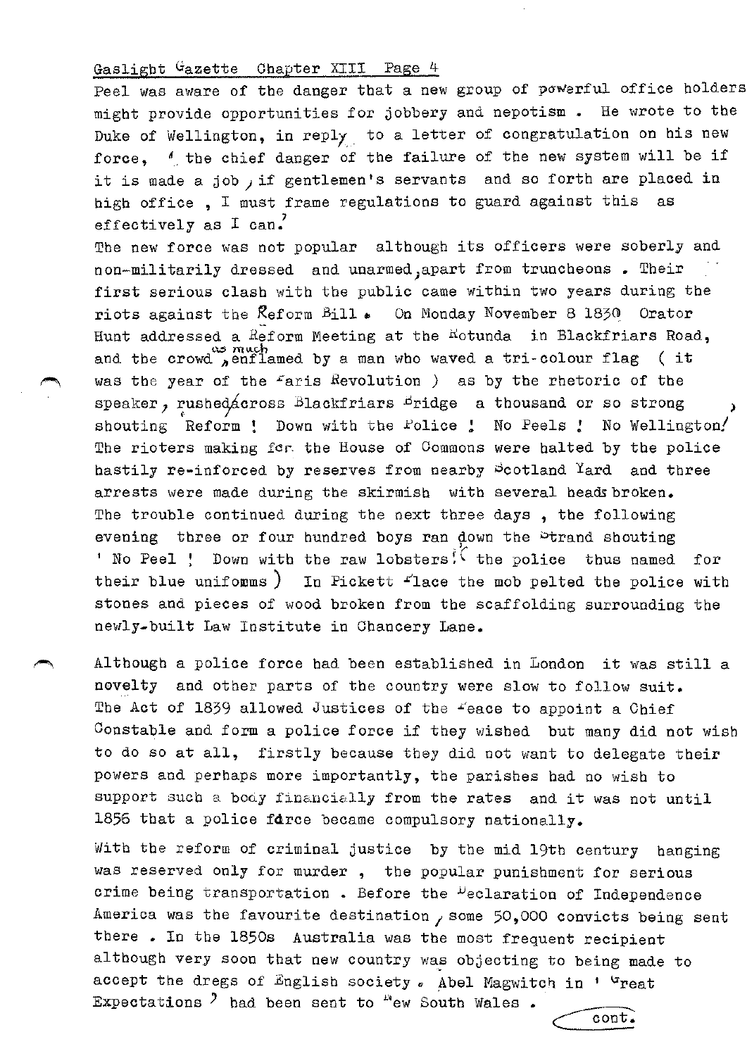Peel was aware of the danger that a new group of powerful office holders might provide opportunities for jobbery and nepotism. He wrote to the Duke of Wellington, in reply to a letter of congratulation on his new force, 'the chief danger of the failure of the new system will be if it is made a job, if gentlemen's servants and so forth are placed in high office, I must frame regulations to guard against this as effectively as I can.'

The new force was not popular although its officers were soberly and non-militarily dressed and unarmed, apart from truncheons. Their first serious clash with the public came within two years during the riots against the Reform Bill. On Monday November 8 1830 Orator Hunt addressed a Reform Meeting at the Rotunda in Blackfriars Road, and the crowd, as much enflamed by a man who waved a tri-colour flag (it was the year of the Paris Revolution) as by the rhetoric of the speaker, rushed across Blackfriars Bridge a thousand or so strong, shouting Reform! Down with the Police! No Peels! No Wellington! The rioters making for the House of Commons were halted by the police hastily re-inforced by reserves from nearby Scotland Yard and three arrests were made during the skirmish with several heads broken. The trouble continued during the next three days, the following evening three or four hundred boys ran down the Strand shouting 'No Peel! Down with the raw lobsters!' (the police thus named for their blue uniforms) In Pickett Place the mob pelted the police with stones and pieces of wood broken from the scaffolding surrounding the newly-built Law Institute in Chancery Lane.

Although a police force had been established in London it was still a novelty and other parts of the country were slow to follow suit. The Act of 1839 allowed Justices of the Peace to appoint a Chief Constable and form a police force if they wished but many did not wish to do so at all, firstly because they did not want to delegate their powers and perhaps more importantly, the parishes had no wish to support such a body financially from the rates and it was not until 1856 that a police force became compulsory nationally.

With the reform of criminal justice by the mid 19th century hanging was reserved only for murder, the popular punishment for serious crime being transportation. Before the Declaration of Independence America was the favourite destination, some 50,000 convicts being sent there. In the 1850s Australia was the most frequent recipient although very soon that new country was objecting to being made to accept the dregs of English society. Abel Magwitch in 'Great Expectations' had been sent to New South Wales.

cont.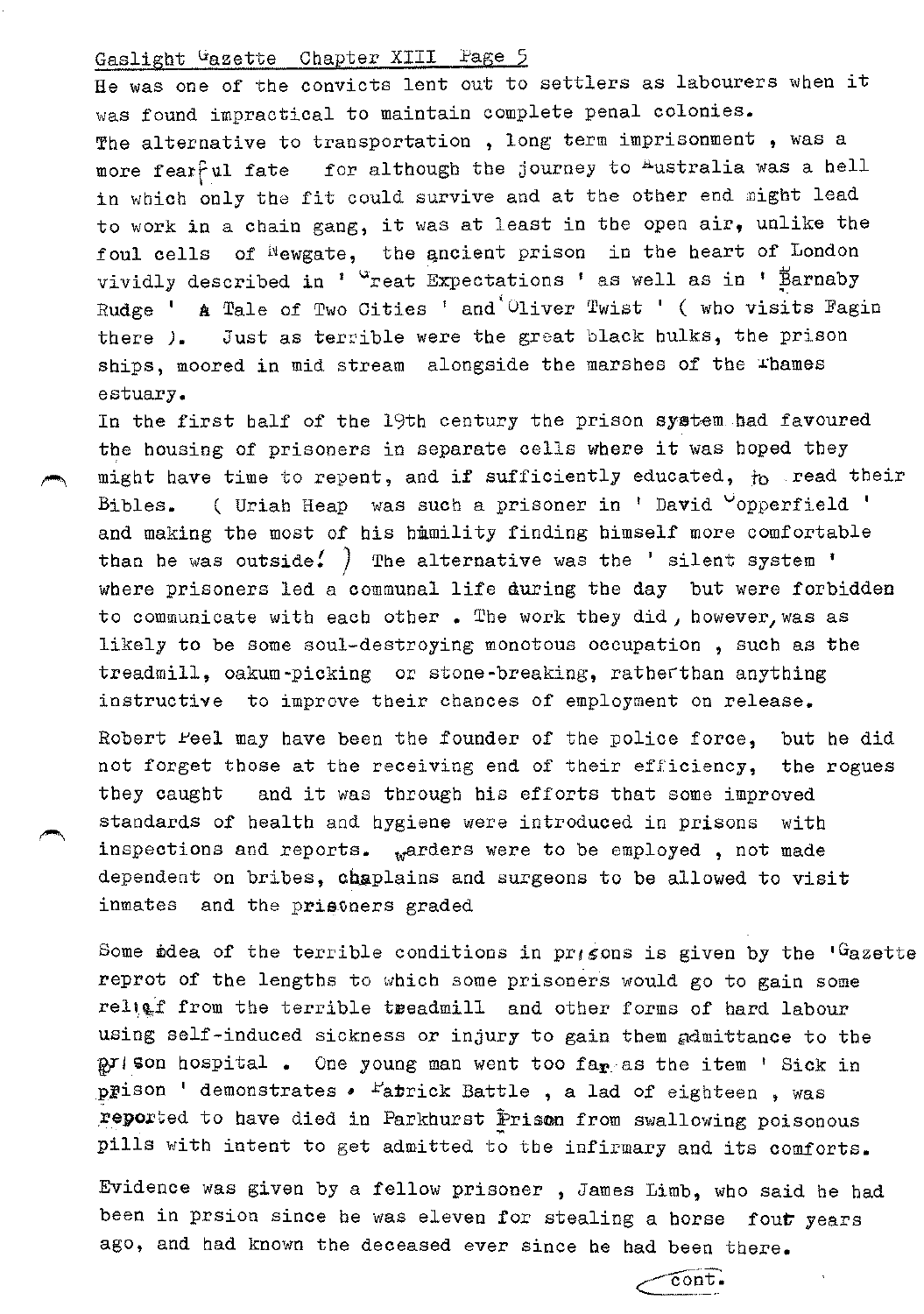He was one of the convicts lent out to settlers as labourers when it was found impractical to maintain complete penal colonies.
The alternative to transportation , long term imprisonment , was a more fearful fate for although the journey to Australia was a hell in which only the fit could survive and at the other end might lead to work in a chain gang, it was at least in the open air, unlike the foul cells of Newgate, the ancient prison in the heart of London vividly described in ' Great Expectations ' as well as in ' Barnaby Rudge ' A Tale of Two Cities ' and ' Oliver Twist ' ( who visits Fagin there ). Just as terrible were the great black hulks, the prison ships, moored in mid stream alongside the marshes of the Thames estuary.
In the first half of the 19th century the prison system had favoured the housing of prisoners in separate cells where it was hoped they might have time to repent, and if sufficiently educated, to read their Bibles. ( Uriah Heap was such a prisoner in ' David Copperfield ' and making the most of his humility finding himself more comfortable than he was outside! ) The alternative was the ' silent system ' where prisoners led a communal life during the day but were forbidden to communicate with each other . The work they did , however, was as likely to be some soul-destroying monotous occupation , such as the treadmill, oakum-picking or stone-breaking, rather than anything instructive to improve their chances of employment on release.

Robert Peel may have been the founder of the police force, but he did not forget those at the receiving end of their efficiency, the rogues they caught and it was through his efforts that some improved standards of health and hygiene were introduced in prisons with inspections and reports. Warders were to be employed , not made dependent on bribes, chaplains and surgeons to be allowed to visit inmates and the prisoners graded

Some idea of the terrible conditions in prisons is given by the 'Gazette reprot of the lengths to which some prisoners would go to gain some relief from the terrible treadmill and other forms of hard labour using self-induced sickness or injury to gain them admittance to the prison hospital . One young man went too far as the item ' Sick in prison ' demonstrates . Patrick Battle , a lad of eighteen , was reported to have died in Parkhurst Prison from swallowing poisonous pills with intent to get admitted to the infirmary and its comforts.

Evidence was given by a fellow prisoner , James Limb, who said he had been in prsion since he was eleven for stealing a horse four years ago, and had known the deceased ever since he had been there.

cont.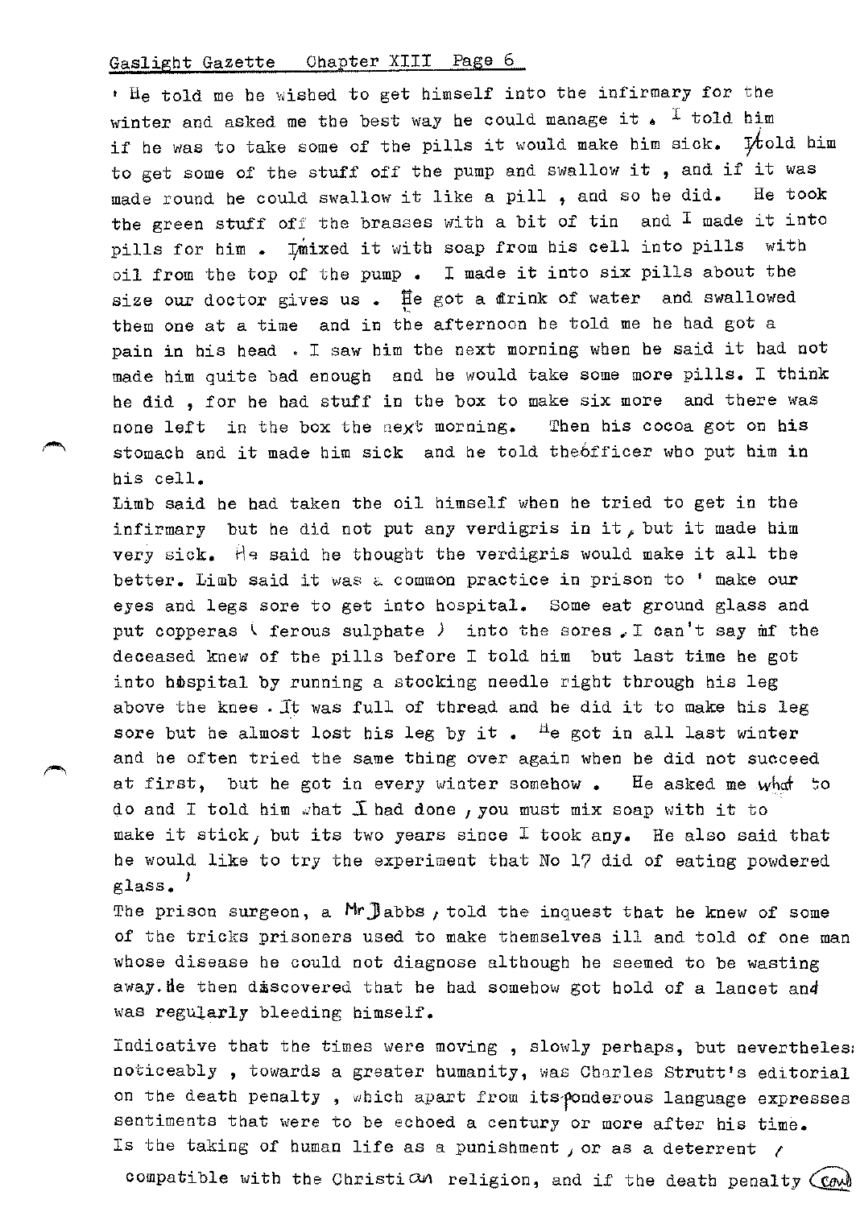' He told me he wished to get himself into the infirmary for the winter and asked me the best way he could manage it. I told him if he was to take some of the pills it would make him sick. I told him to get some of the stuff off the pump and swallow it, and if it was made round he could swallow it like a pill, and so he did. He took the green stuff off the brasses with a bit of tin and I made it into pills for him. I mixed it with soap from his cell into pills with oil from the top of the pump. I made it into six pills about the size our doctor gives us. He got a drink of water and swallowed them one at a time and in the afternoon he told me he had got a pain in his head. I saw him the next morning when he said it had not made him quite bad enough and he would take some more pills. I think he did, for he had stuff in the box to make six more and there was none left in the box the next morning. Then his cocoa got on his stomach and it made him sick and he told the officer who put him in his cell.

Limb said he had taken the oil himself when he tried to get in the infirmary but he did not put any verdigris in it, but it made him very sick. He said he thought the verdigris would make it all the better. Limb said it was a common practice in prison to ' make our eyes and legs sore to get into hospital. Some eat ground glass and put copperas ( ferous sulphate ) into the sores. I can't say if the deceased knew of the pills before I told him but last time he got into hospital by running a stocking needle right through his leg above the knee. It was full of thread and he did it to make his leg sore but he almost lost his leg by it. He got in all last winter and he often tried the same thing over again when he did not succeed at first, but he got in every winter somehow. He asked me what to do and I told him what I had done, you must mix soap with it to make it stick, but its two years since I took any. He also said that he would like to try the experiment that No 17 did of eating powdered glass. '

The prison surgeon, a Mr Dabbs, told the inquest that he knew of some of the tricks prisoners used to make themselves ill and told of one man whose disease he could not diagnose although he seemed to be wasting away. He then discovered that he had somehow got hold of a lancet and was regularly bleeding himself.

Indicative that the times were moving, slowly perhaps, but nevertheless noticeably, towards a greater humanity, was Charles Strutt's editorial on the death penalty, which apart from its ponderous language expresses sentiments that were to be echoed a century or more after his time. Is the taking of human life as a punishment, or as a deterrent / compatible with the Christian religion, and if the death penalty (cont)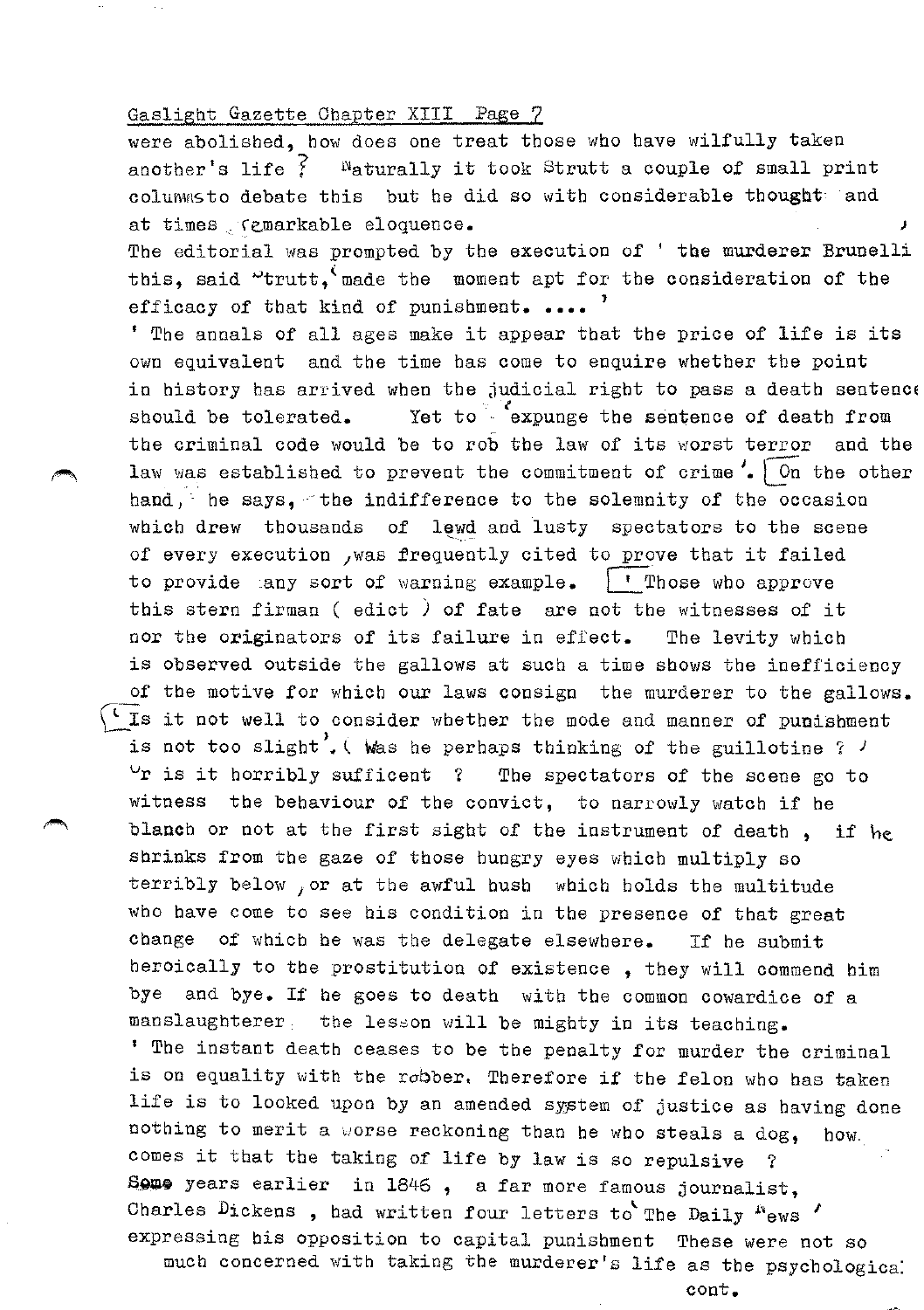were abolished, how does one treat those who have wilfully taken another's life ? Naturally it took Strutt a couple of small print columns to debate this but he did so with considerable thought and at times remarkable eloquence.

The editorial was prompted by the execution of ' the murderer Brunelli this, said Strutt, made the moment apt for the consideration of the efficacy of that kind of punishment. .... '

' The annals of all ages make it appear that the price of life is its own equivalent and the time has come to enquire whether the point in history has arrived when the judicial right to pass a death sentence should be tolerated. Yet to 'expunge the sentence of death from the criminal code would be to rob the law of its worst terror and the law was established to prevent the commitment of crime'. On the other hand, he says, the indifference to the solemnity of the occasion which drew thousands of lewd and lusty spectators to the scene of every execution, was frequently cited to prove that it failed to provide any sort of warning example. ' Those who approve this stern firman ( edict ) of fate are not the witnesses of it nor the originators of its failure in effect. The levity which is observed outside the gallows at such a time shows the inefficiency of the motive for which our laws consign the murderer to the gallows. 'Is it not well to consider whether the mode and manner of punishment is not too slight'. ( Was he perhaps thinking of the guillotine ? ) Or is it horribly sufficent ? The spectators of the scene go to witness the behaviour of the convict, to narrowly watch if he blanch or not at the first sight of the instrument of death , if he shrinks from the gaze of those hungry eyes which multiply so terribly below , or at the awful hush which holds the multitude who have come to see his condition in the presence of that great change of which he was the delegate elsewhere. If he submit heroically to the prostitution of existence , they will commend him bye and bye. If he goes to death with the common cowardice of a manslaughterer the lesson will be mighty in its teaching.

' The instant death ceases to be the penalty for murder the criminal is on equality with the robber. Therefore if the felon who has taken life is to looked upon by an amended system of justice as having done nothing to merit a worse reckoning than he who steals a dog, how comes it that the taking of life by law is so repulsive ?

Some years earlier in 1846 , a far more famous journalist, Charles Dickens , had written four letters to The Daily News ' expressing his opposition to capital punishment These were not so much concerned with taking the murderer's life as the psychological

cont.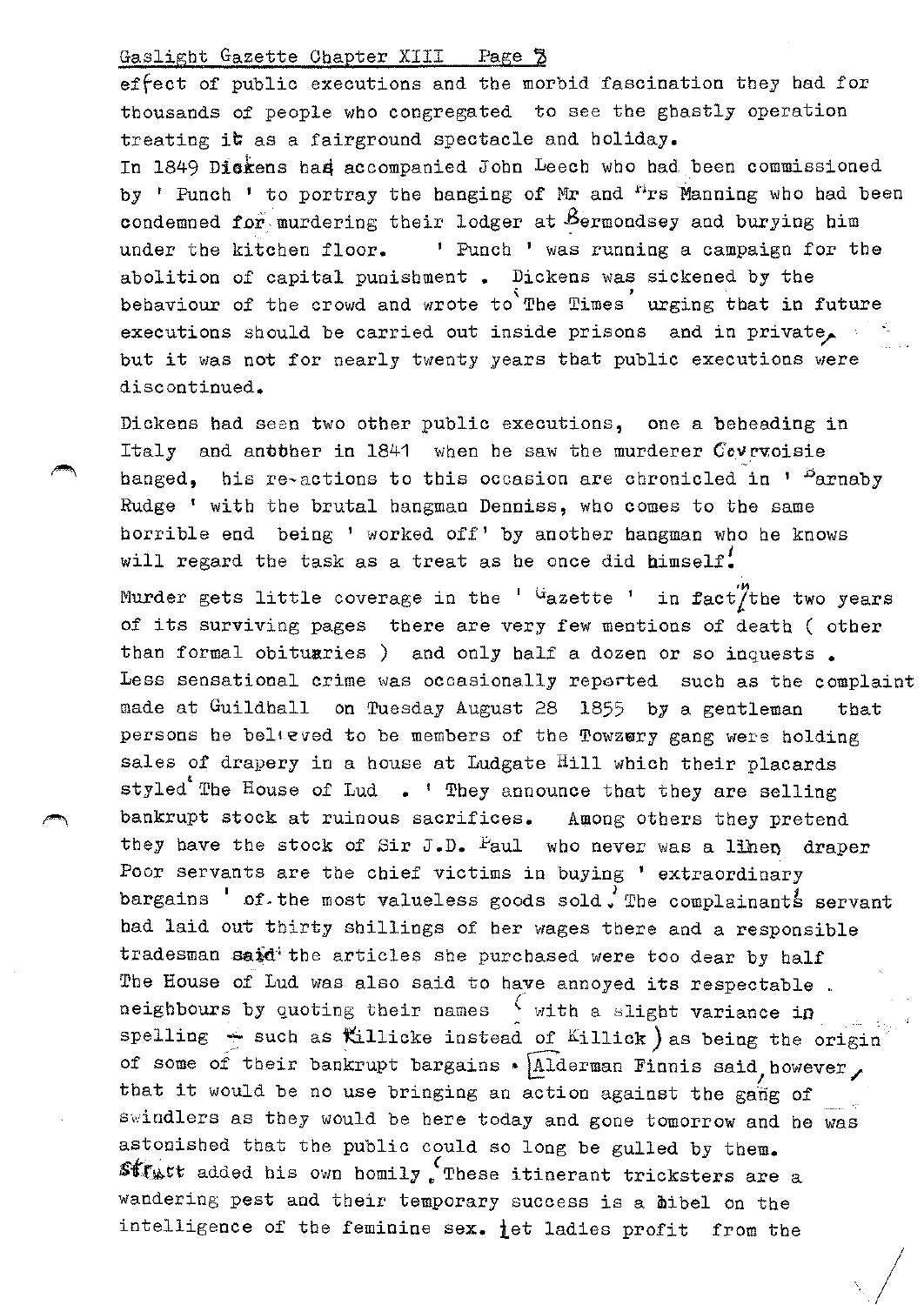effect of public executions and the morbid fascination they had for thousands of people who congregated to see the ghastly operation treating it as a fairground spectacle and holiday.
In 1849 Dickens had accompanied John Leech who had been commissioned by ' Punch ' to portray the hanging of Mr and Mrs Manning who had been condemned for murdering their lodger at Bermondsey and burying him under the kitchen floor. ' Punch ' was running a campaign for the abolition of capital punishment . Dickens was sickened by the behaviour of the crowd and wrote to 'The Times' urging that in future executions should be carried out inside prisons and in private, but it was not for nearly twenty years that public executions were discontinued.

Dickens had seen two other public executions, one a beheading in Italy and another in 1841 when he saw the murderer Courvoisie hanged, his re-actions to this occasion are chronicled in ' Barnaby Rudge ' with the brutal hangman Denniss, who comes to the same horrible end being ' worked off' by another hangman who he knows will regard the task as a treat as he once did himself.

Murder gets little coverage in the ' Gazette ' in fact in the two years of its surviving pages there are very few mentions of death ( other than formal obituaries ) and only half a dozen or so inquests . Less sensational crime was occasionally reported such as the complaint made at Guildhall on Tuesday August 28 1855 by a gentleman that persons he believed to be members of the Towzery gang were holding sales of drapery in a house at Ludgate Hill which their placards styled 'The House of Lud . ' They announce that they are selling bankrupt stock at ruinous sacrifices. Among others they pretend they have the stock of Sir J.D. Paul who never was a linen draper Poor servants are the chief victims in buying ' extraordinary bargains ' of the most valueless goods sold.' The complainant's servant had laid out thirty shillings of her wages there and a responsible tradesman said the articles she purchased were too dear by half The House of Lud was also said to have annoyed its respectable neighbours by quoting their names ( with a slight variance in spelling - such as Killicke instead of Killick ) as being the origin of some of their bankrupt bargains . Alderman Finnis said, however, that it would be no use bringing an action against the gang of swindlers as they would be here today and gone tomorrow and he was astonished that the public could so long be gulled by them. Struct added his own homily. 'These itinerant tricksters are a wandering pest and their temporary success is a libel on the intelligence of the feminine sex. Let ladies profit from the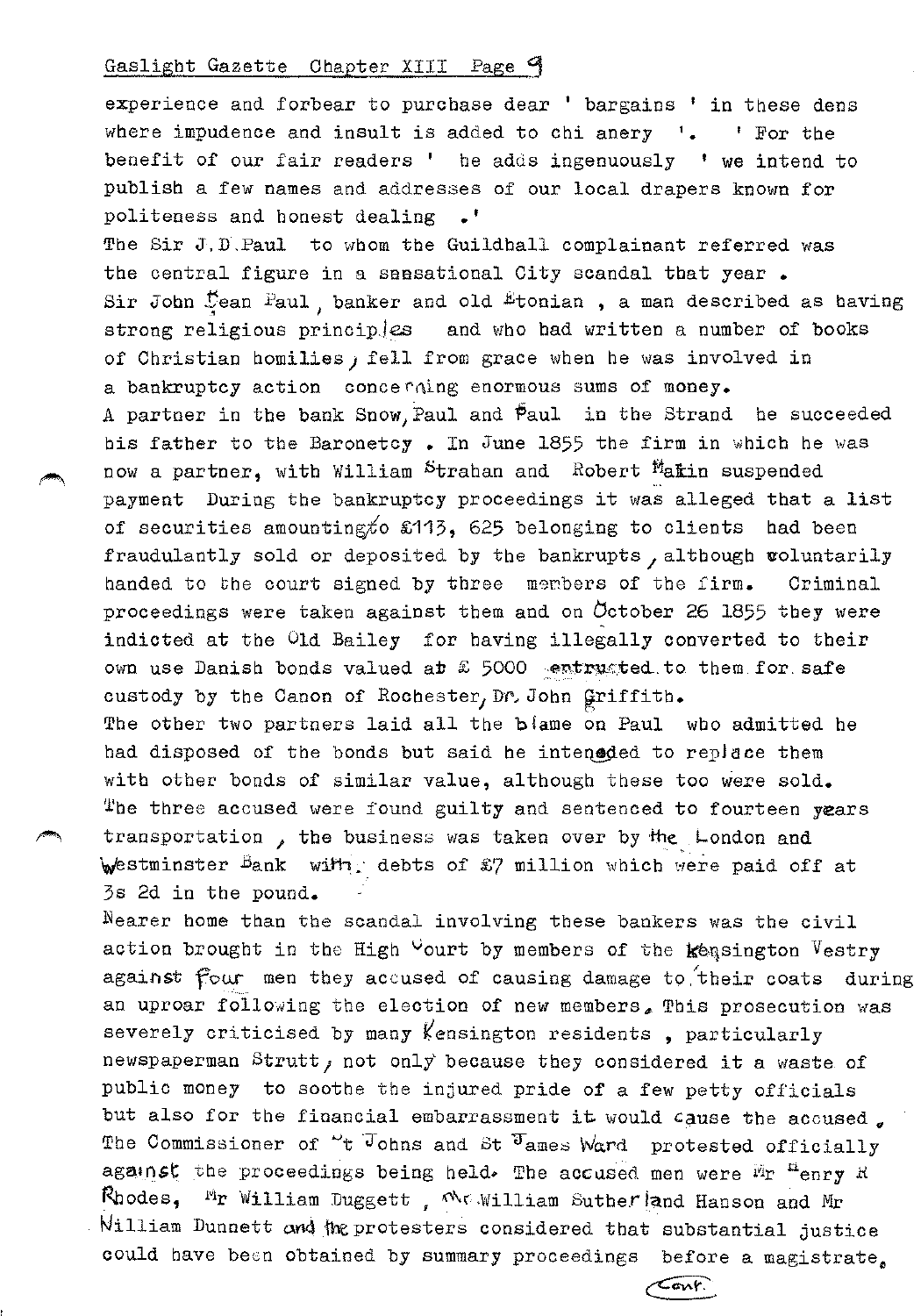experience and forbear to purchase dear ' bargains ' in these dens where impudence and insult is added to chi anery '. ' For the benefit of our fair readers ' he adds ingenuously ' we intend to publish a few names and addresses of our local drapers known for politeness and honest dealing .'

The Sir J.D.Paul to whom the Guildhall complainant referred was the central figure in a sensational City scandal that year . Sir John Dean Paul, banker and old Etonian , a man described as having strong religious principles and who had written a number of books of Christian homilies, fell from grace when he was involved in a bankruptcy action concerning enormous sums of money.

A partner in the bank Snow,Paul and Paul in the Strand he succeeded his father to the Baronetcy . In June 1855 the firm in which he was now a partner, with William Strahan and Robert Makin suspended payment During the bankruptcy proceedings it was alleged that a list of securities amounting to £113, 625 belonging to clients had been fraudulantly sold or deposited by the bankrupts, although voluntarily handed to the court signed by three members of the firm. Criminal proceedings were taken against them and on October 26 1855 they were indicted at the Old Bailey for having illegally converted to their own use Danish bonds valued at £ 5000 entrusted to them for safe custody by the Canon of Rochester, Dr. John Griffith.

The other two partners laid all the blame on Paul who admitted he had disposed of the bonds but said he intended to replace them with other bonds of similar value, although these too were sold. The three accused were found guilty and sentenced to fourteen years transportation , the business was taken over by the London and Westminster Bank with debts of £7 million which were paid off at 3s 2d in the pound.

Nearer home than the scandal involving these bankers was the civil action brought in the High Court by members of the Kensington Vestry against four men they accused of causing damage to their coats during an uproar following the election of new members. This prosecution was severely criticised by many Kensington residents , particularly newspaperman Strutt, not only because they considered it a waste of public money to soothe the injured pride of a few petty officials but also for the financial embarrassment it would cause the accused. The Commissioner of St Johns and St James Ward protested officially against the proceedings being held. The accused men were Mr Henry R Rhodes, Mr William Duggett , Mr William Sutherland Hanson and Mr William Dunnett and the protesters considered that substantial justice could have been obtained by summary proceedings before a magistrate.

Cont.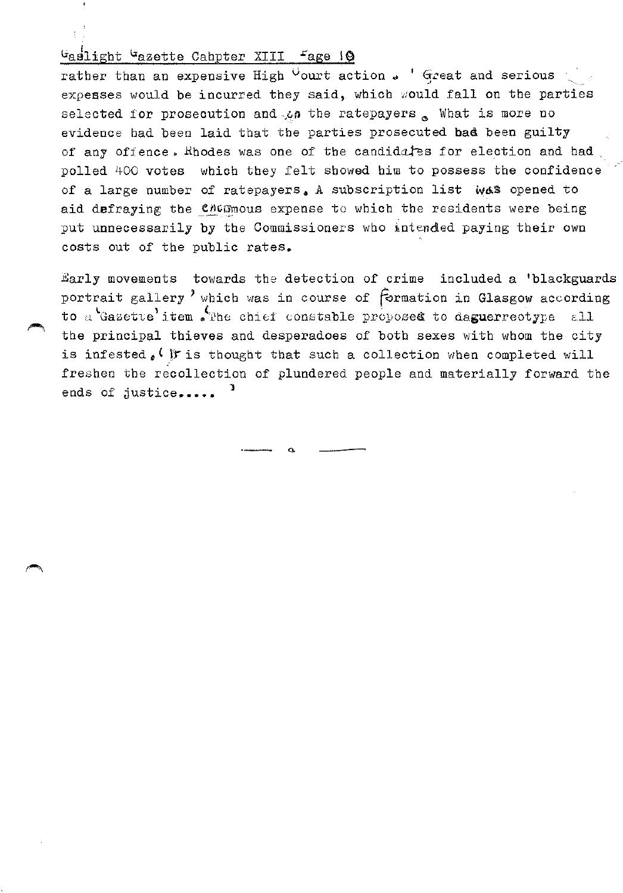rather than an expensive High Court action . ' Great and serious expenses would be incurred they said, which would fall on the parties selected for prosecution and on the ratepayers . What is more no evidence had been laid that the parties prosecuted had been guilty of any offence. Rhodes was one of the candidates for election and had polled 400 votes which they felt showed him to possess the confidence of a large number of ratepayers. A subscription list was opened to aid defraying the enormous expense to which the residents were being put unnecessarily by the Commissioners who intended paying their own costs out of the public rates.

Early movements towards the detection of crime included a 'blackguards portrait gallery' which was in course of formation in Glasgow according to a 'Gazette' item. 'The chief constable proposed to daguerreotype all the principal thieves and desperadoes of both sexes with whom the city is infested. It is thought that such a collection when completed will freshen the recollection of plundered people and materially forward the ends of justice.....'

—— o ——